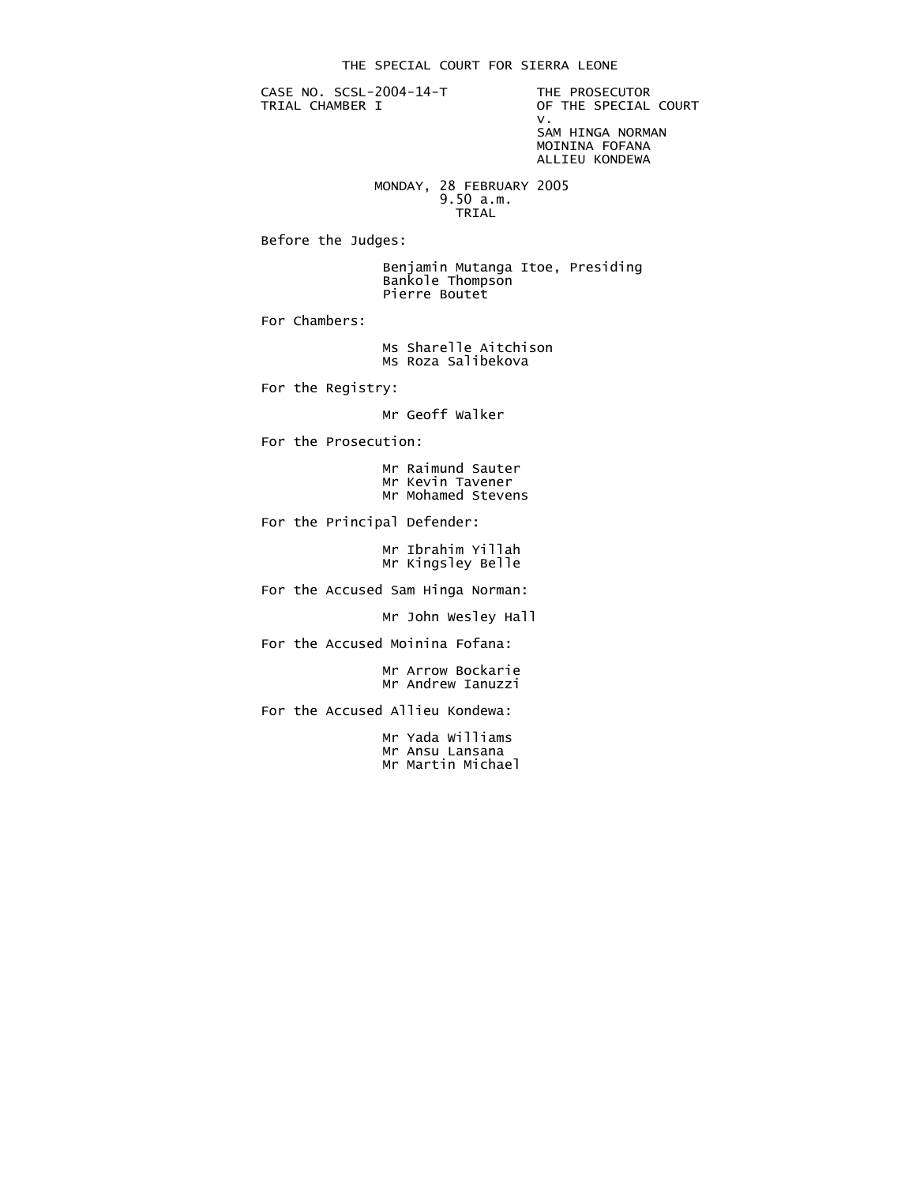# THE SPECIAL COURT FOR SIERRA LEONE

CASE NO. SCSL-2004-14-T
TRIAL CHAMBER I

THE PROSECUTOR
OF THE SPECIAL COURT
v.
SAM HINGA NORMAN
MOININA FOFANA
ALLIEU KONDEWA

MONDAY, 28 FEBRUARY 2005
9.50 a.m.
TRIAL

Before the Judges:

Benjamin Mutanga Itoe, Presiding
Bankole Thompson
Pierre Boutet

For Chambers:

Ms Sharelle Aitchison
Ms Roza Salibekova

For the Registry:

Mr Geoff Walker

For the Prosecution:

Mr Raimund Sauter
Mr Kevin Tavener
Mr Mohamed Stevens

For the Principal Defender:

Mr Ibrahim Yillah
Mr Kingsley Belle

For the Accused Sam Hinga Norman:

Mr John Wesley Hall

For the Accused Moinina Fofana:

Mr Arrow Bockarie
Mr Andrew Ianuzzi

For the Accused Allieu Kondewa:

Mr Yada Williams
Mr Ansu Lansana
Mr Martin Michael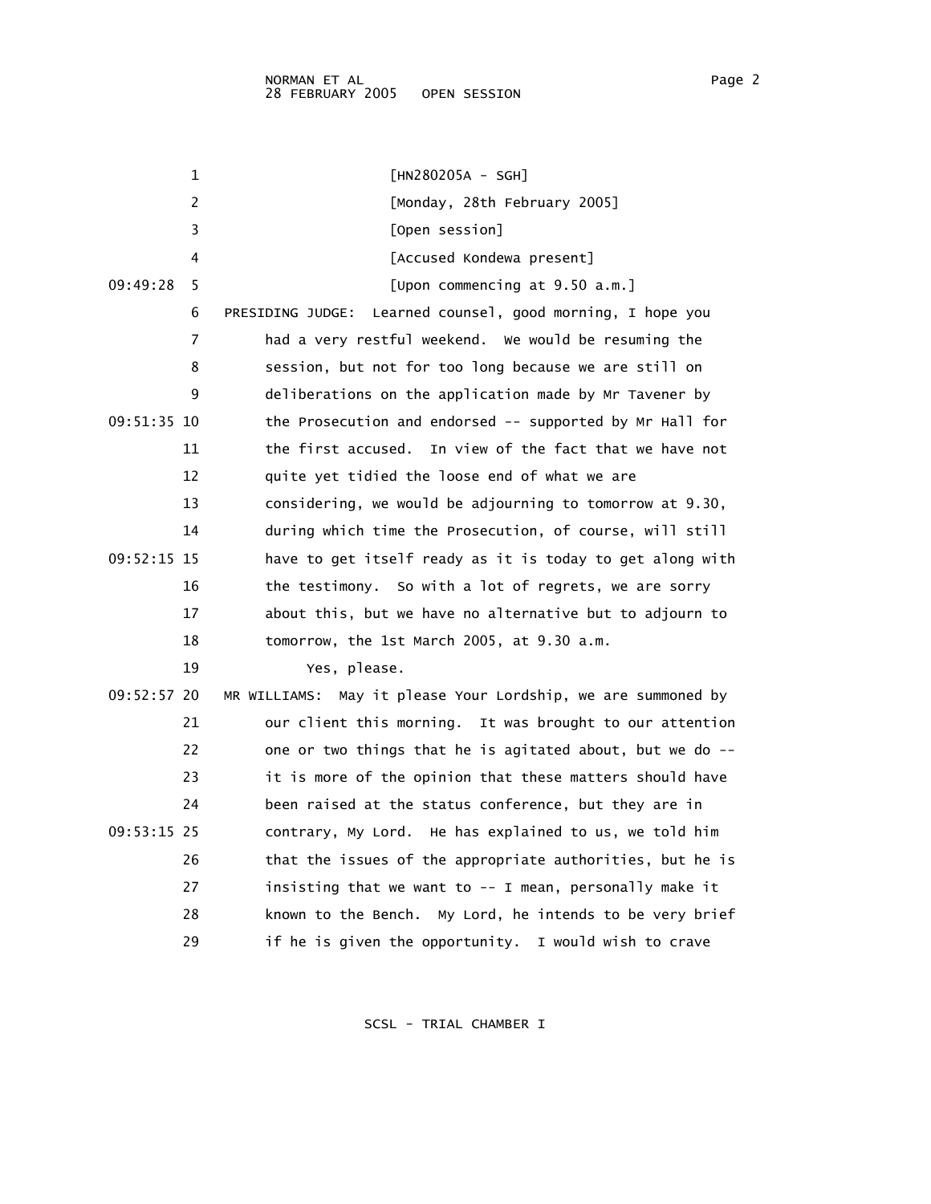[HN280205A - SGH]

[Monday, 28th February 2005]

[Open session]

[Accused Kondewa present]

[Upon commencing at 9.50 a.m.]

PRESIDING JUDGE: Learned counsel, good morning, I hope you had a very restful weekend. We would be resuming the session, but not for too long because we are still on deliberations on the application made by Mr Tavener by the Prosecution and endorsed -- supported by Mr Hall for the first accused. In view of the fact that we have not quite yet tidied the loose end of what we are considering, we would be adjourning to tomorrow at 9.30, during which time the Prosecution, of course, will still have to get itself ready as it is today to get along with the testimony. So with a lot of regrets, we are sorry about this, but we have no alternative but to adjourn to tomorrow, the 1st March 2005, at 9.30 a.m.

Yes, please.

MR WILLIAMS: May it please Your Lordship, we are summoned by our client this morning. It was brought to our attention one or two things that he is agitated about, but we do -- it is more of the opinion that these matters should have been raised at the status conference, but they are in contrary, My Lord. He has explained to us, we told him that the issues of the appropriate authorities, but he is insisting that we want to -- I mean, personally make it known to the Bench. My Lord, he intends to be very brief if he is given the opportunity. I would wish to crave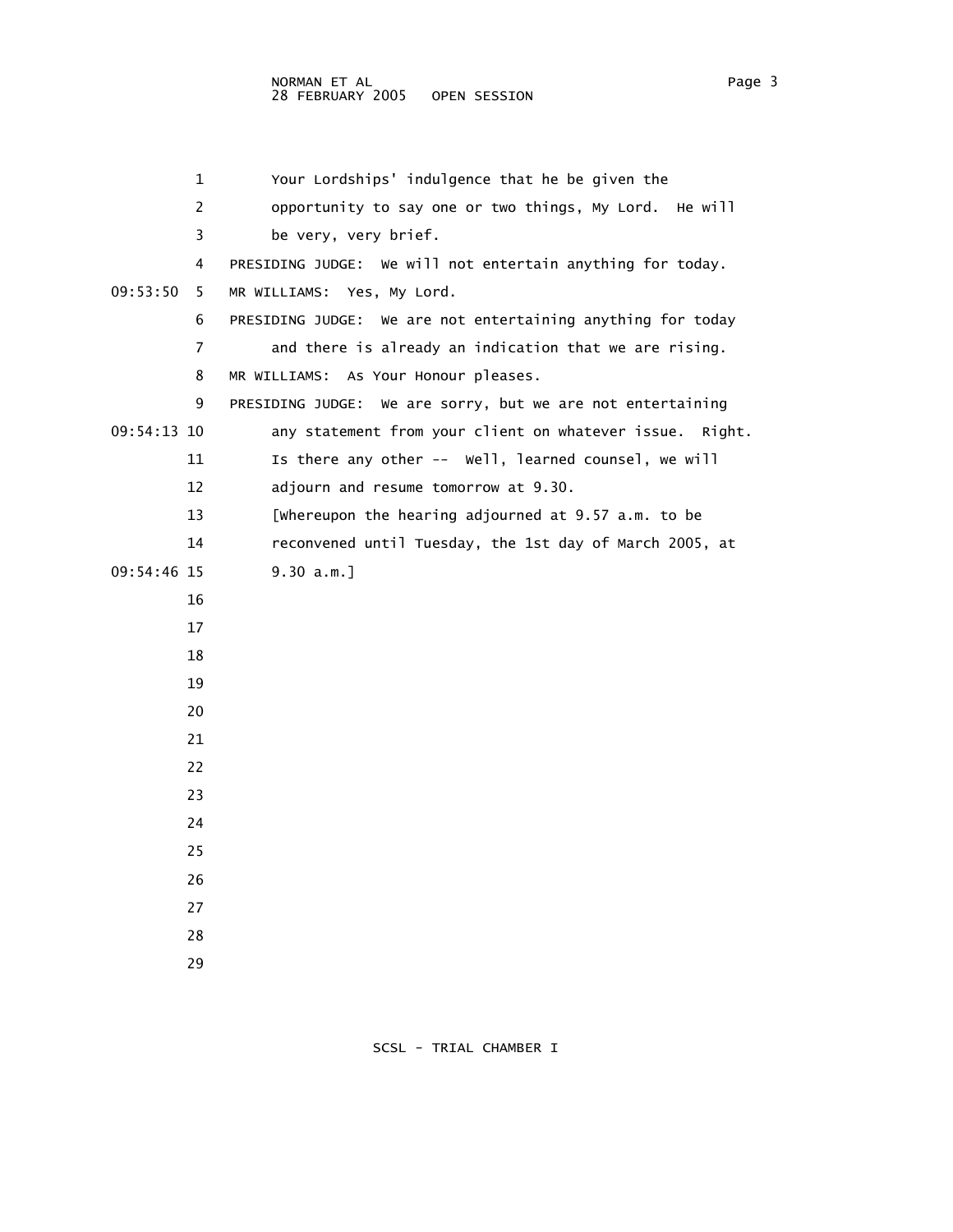Your Lordships' indulgence that he be given the opportunity to say one or two things, My Lord. He will be very, very brief.

PRESIDING JUDGE: We will not entertain anything for today.

MR WILLIAMS: Yes, My Lord.

PRESIDING JUDGE: We are not entertaining anything for today and there is already an indication that we are rising.

MR WILLIAMS: As Your Honour pleases.

PRESIDING JUDGE: We are sorry, but we are not entertaining any statement from your client on whatever issue. Right. Is there any other -- Well, learned counsel, we will adjourn and resume tomorrow at 9.30.

[Whereupon the hearing adjourned at 9.57 a.m. to be reconvened until Tuesday, the 1st day of March 2005, at 9.30 a.m.]